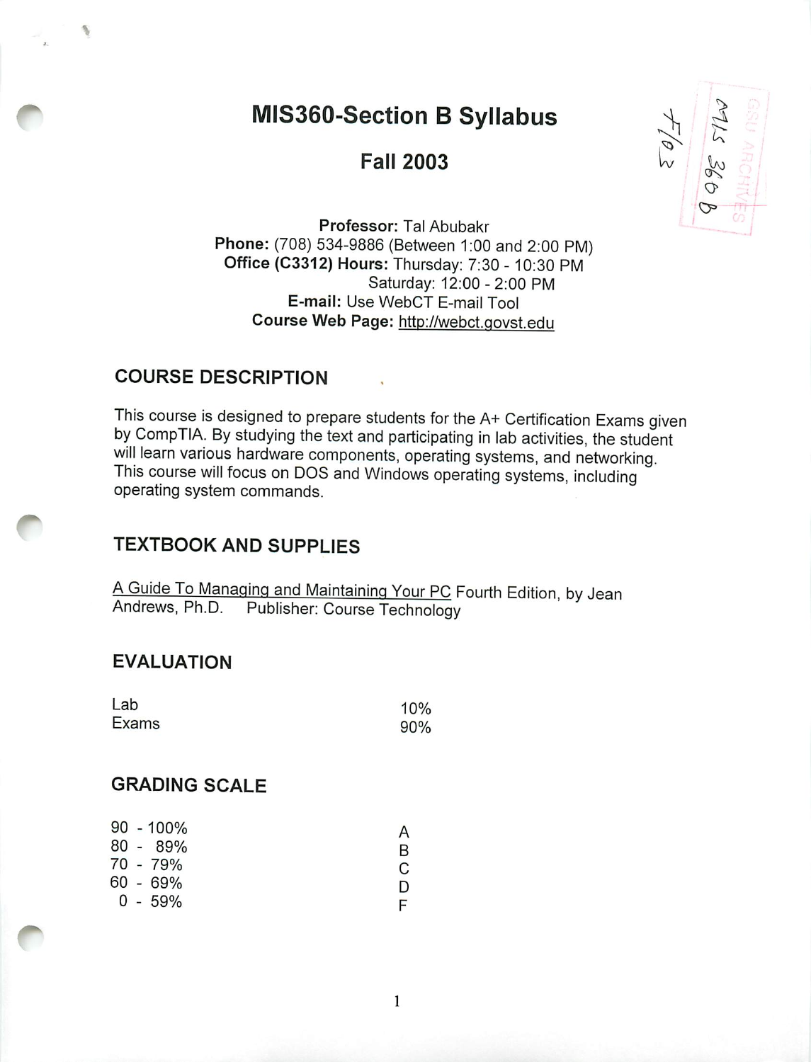# MIS360-Section B Syllabus

## Fall 2003

**Professor:** Tal Abubakr
**Phone:** (708) 534-9886 (Between 1:00 and 2:00 PM)
**Office (C3312) Hours:** Thursday: 7:30 - 10:30 PM
Saturday: 12:00 - 2:00 PM
**E-mail:** Use WebCT E-mail Tool
**Course Web Page:** http://webct.govst.edu

### COURSE DESCRIPTION

This course is designed to prepare students for the A+ Certification Exams given by CompTIA. By studying the text and participating in lab activities, the student will learn various hardware components, operating systems, and networking. This course will focus on DOS and Windows operating systems, including operating system commands.

### TEXTBOOK AND SUPPLIES

A Guide To Managing and Maintaining Your PC Fourth Edition, by Jean Andrews, Ph.D. Publisher: Course Technology

### EVALUATION

| | |
|---|---|
| Lab | 10% |
| Exams | 90% |

### GRADING SCALE

| | |
|---|---|
| 90 - 100% | A |
| 80 - 89% | B |
| 70 - 79% | C |
| 60 - 69% | D |
| 0 - 59% | F |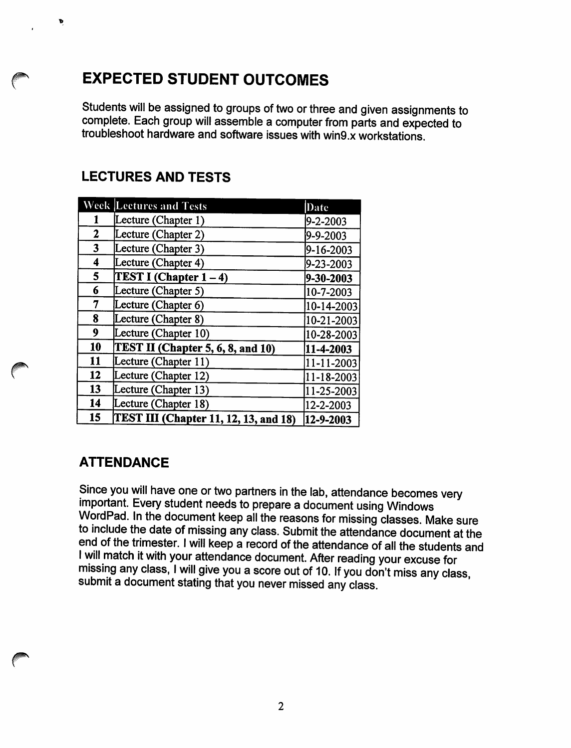## EXPECTED STUDENT OUTCOMES

Students will be assigned to groups of two or three and given assignments to complete. Each group will assemble a computer from parts and expected to troubleshoot hardware and software issues with win9.x workstations.

## LECTURES AND TESTS

| Week | Lectures and Tests | Date |
|---|---|---|
| 1 | Lecture (Chapter 1) | 9-2-2003 |
| 2 | Lecture (Chapter 2) | 9-9-2003 |
| 3 | Lecture (Chapter 3) | 9-16-2003 |
| 4 | Lecture (Chapter 4) | 9-23-2003 |
| 5 | **TEST I (Chapter 1 – 4)** | **9-30-2003** |
| 6 | Lecture (Chapter 5) | 10-7-2003 |
| 7 | Lecture (Chapter 6) | 10-14-2003 |
| 8 | Lecture (Chapter 8) | 10-21-2003 |
| 9 | Lecture (Chapter 10) | 10-28-2003 |
| 10 | **TEST II (Chapter 5, 6, 8, and 10)** | **11-4-2003** |
| 11 | Lecture (Chapter 11) | 11-11-2003 |
| 12 | Lecture (Chapter 12) | 11-18-2003 |
| 13 | Lecture (Chapter 13) | 11-25-2003 |
| 14 | Lecture (Chapter 18) | 12-2-2003 |
| 15 | **TEST III (Chapter 11, 12, 13, and 18)** | **12-9-2003** |

## ATTENDANCE

Since you will have one or two partners in the lab, attendance becomes very important. Every student needs to prepare a document using Windows WordPad. In the document keep all the reasons for missing classes. Make sure to include the date of missing any class. Submit the attendance document at the end of the trimester. I will keep a record of the attendance of all the students and I will match it with your attendance document. After reading your excuse for missing any class, I will give you a score out of 10. If you don't miss any class, submit a document stating that you never missed any class.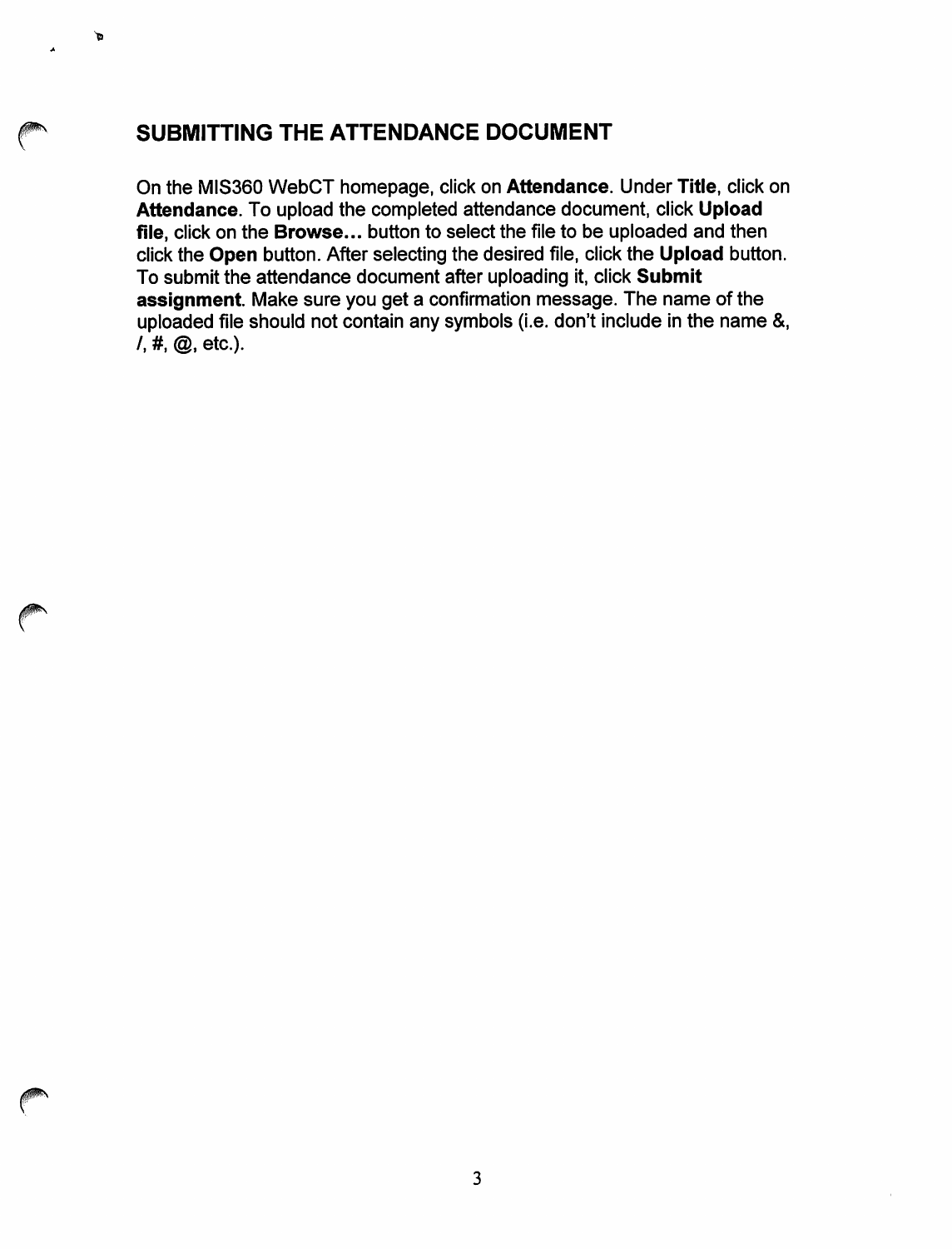## SUBMITTING THE ATTENDANCE DOCUMENT

On the MIS360 WebCT homepage, click on **Attendance**. Under **Title**, click on **Attendance**. To upload the completed attendance document, click **Upload file**, click on the **Browse…** button to select the file to be uploaded and then click the **Open** button. After selecting the desired file, click the **Upload** button. To submit the attendance document after uploading it, click **Submit assignment**. Make sure you get a confirmation message. The name of the uploaded file should not contain any symbols (i.e. don't include in the name &, /, #, @, etc.).